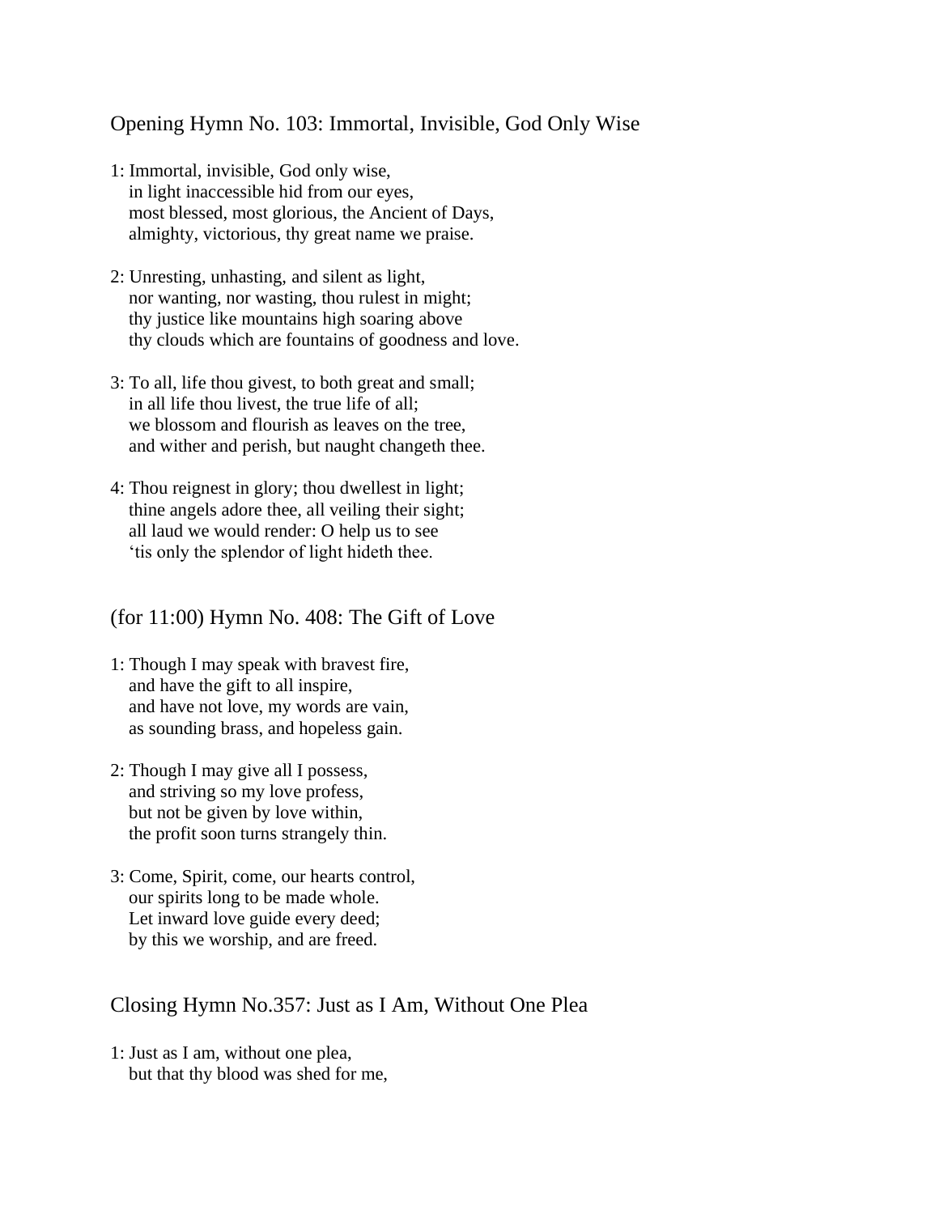## Opening Hymn No. 103: Immortal, Invisible, God Only Wise

1: Immortal, invisible, God only wise,
in light inaccessible hid from our eyes,
most blessed, most glorious, the Ancient of Days,
almighty, victorious, thy great name we praise.

2: Unresting, unhasting, and silent as light,
nor wanting, nor wasting, thou rulest in might;
thy justice like mountains high soaring above
thy clouds which are fountains of goodness and love.

3: To all, life thou givest, to both great and small;
in all life thou livest, the true life of all;
we blossom and flourish as leaves on the tree,
and wither and perish, but naught changeth thee.

4: Thou reignest in glory; thou dwellest in light;
thine angels adore thee, all veiling their sight;
all laud we would render: O help us to see
'tis only the splendor of light hideth thee.

## (for 11:00) Hymn No. 408: The Gift of Love

1: Though I may speak with bravest fire,
and have the gift to all inspire,
and have not love, my words are vain,
as sounding brass, and hopeless gain.

2: Though I may give all I possess,
and striving so my love profess,
but not be given by love within,
the profit soon turns strangely thin.

3: Come, Spirit, come, our hearts control,
our spirits long to be made whole.
Let inward love guide every deed;
by this we worship, and are freed.

## Closing Hymn No.357: Just as I Am, Without One Plea

1: Just as I am, without one plea,
but that thy blood was shed for me,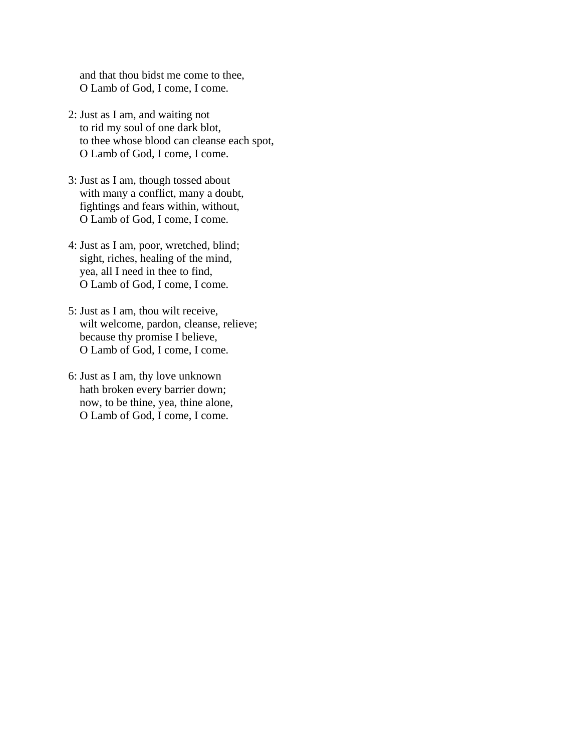and that thou bidst me come to thee,
O Lamb of God, I come, I come.

2: Just as I am, and waiting not
to rid my soul of one dark blot,
to thee whose blood can cleanse each spot,
O Lamb of God, I come, I come.

3: Just as I am, though tossed about
with many a conflict, many a doubt,
fightings and fears within, without,
O Lamb of God, I come, I come.

4: Just as I am, poor, wretched, blind;
sight, riches, healing of the mind,
yea, all I need in thee to find,
O Lamb of God, I come, I come.

5: Just as I am, thou wilt receive,
wilt welcome, pardon, cleanse, relieve;
because thy promise I believe,
O Lamb of God, I come, I come.

6: Just as I am, thy love unknown
hath broken every barrier down;
now, to be thine, yea, thine alone,
O Lamb of God, I come, I come.